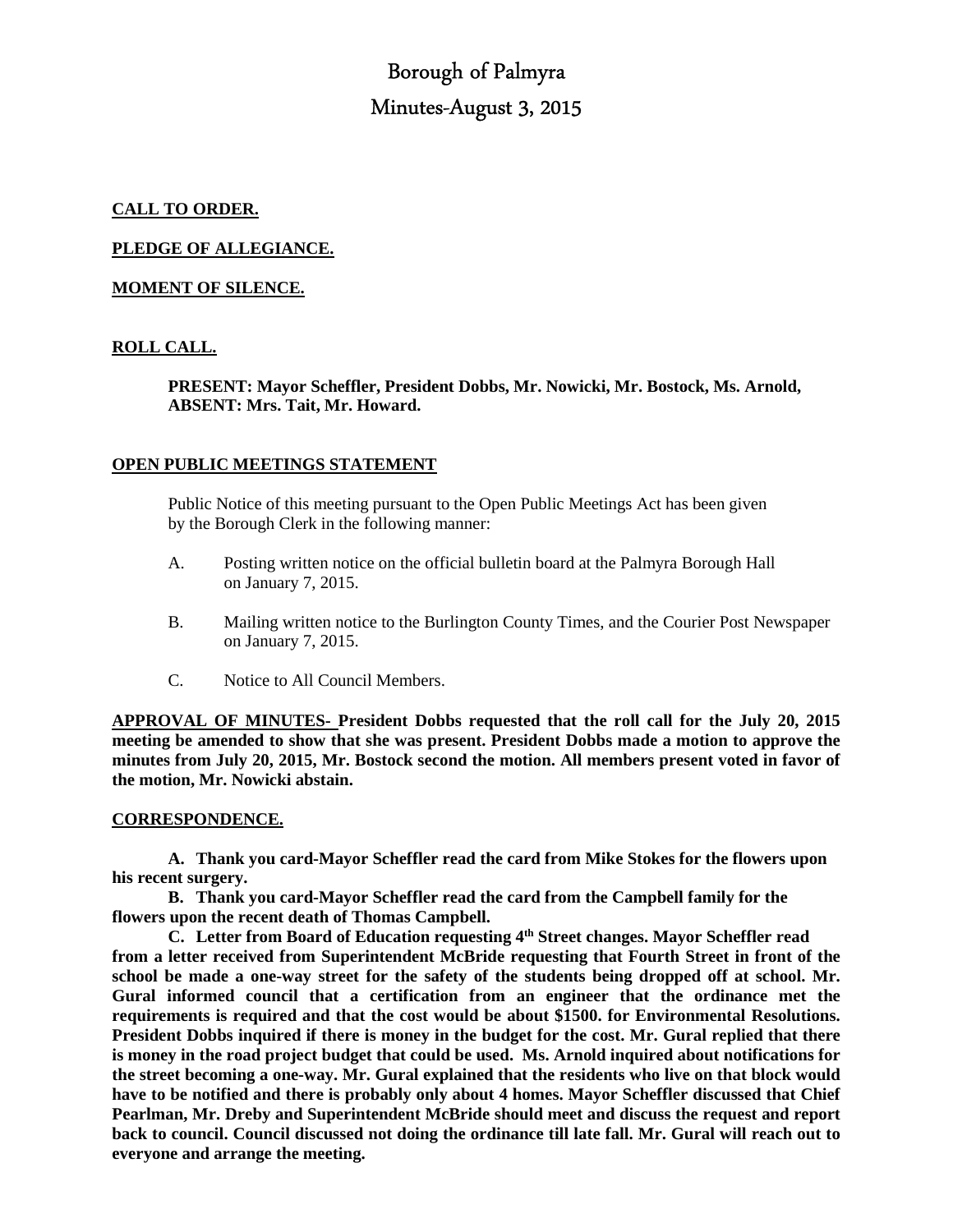# Borough of Palmyra

## Minutes-August 3, 2015

**CALL TO ORDER.**

**PLEDGE OF ALLEGIANCE.**

**MOMENT OF SILENCE.**

**ROLL CALL.**

**PRESENT: Mayor Scheffler, President Dobbs, Mr. Nowicki, Mr. Bostock, Ms. Arnold,**
**ABSENT: Mrs. Tait, Mr. Howard.**

**OPEN PUBLIC MEETINGS STATEMENT**

Public Notice of this meeting pursuant to the Open Public Meetings Act has been given by the Borough Clerk in the following manner:

A. Posting written notice on the official bulletin board at the Palmyra Borough Hall on January 7, 2015.

B. Mailing written notice to the Burlington County Times, and the Courier Post Newspaper on January 7, 2015.

C. Notice to All Council Members.

**APPROVAL OF MINUTES- President Dobbs requested that the roll call for the July 20, 2015 meeting be amended to show that she was present. President Dobbs made a motion to approve the minutes from July 20, 2015, Mr. Bostock second the motion. All members present voted in favor of the motion, Mr. Nowicki abstain.**

**CORRESPONDENCE.**

**A. Thank you card-Mayor Scheffler read the card from Mike Stokes for the flowers upon his recent surgery.**

**B. Thank you card-Mayor Scheffler read the card from the Campbell family for the flowers upon the recent death of Thomas Campbell.**

**C. Letter from Board of Education requesting 4th Street changes. Mayor Scheffler read from a letter received from Superintendent McBride requesting that Fourth Street in front of the school be made a one-way street for the safety of the students being dropped off at school. Mr. Gural informed council that a certification from an engineer that the ordinance met the requirements is required and that the cost would be about $1500. for Environmental Resolutions. President Dobbs inquired if there is money in the budget for the cost. Mr. Gural replied that there is money in the road project budget that could be used. Ms. Arnold inquired about notifications for the street becoming a one-way. Mr. Gural explained that the residents who live on that block would have to be notified and there is probably only about 4 homes. Mayor Scheffler discussed that Chief Pearlman, Mr. Dreby and Superintendent McBride should meet and discuss the request and report back to council. Council discussed not doing the ordinance till late fall. Mr. Gural will reach out to everyone and arrange the meeting.**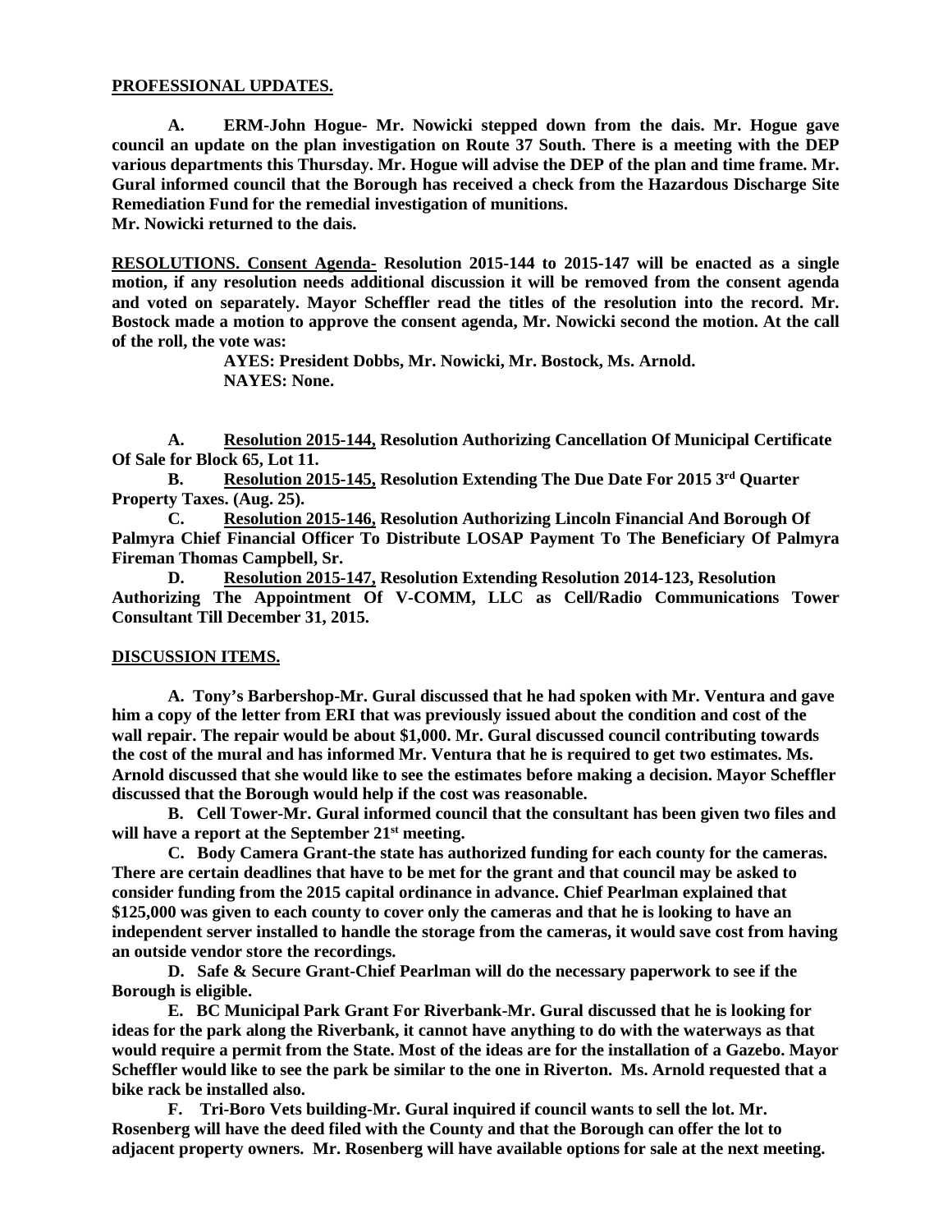**PROFESSIONAL UPDATES.**

**A. ERM-John Hogue- Mr. Nowicki stepped down from the dais. Mr. Hogue gave council an update on the plan investigation on Route 37 South. There is a meeting with the DEP various departments this Thursday. Mr. Hogue will advise the DEP of the plan and time frame. Mr. Gural informed council that the Borough has received a check from the Hazardous Discharge Site Remediation Fund for the remedial investigation of munitions.**
**Mr. Nowicki returned to the dais.**

**RESOLUTIONS. Consent Agenda- Resolution 2015-144 to 2015-147 will be enacted as a single motion, if any resolution needs additional discussion it will be removed from the consent agenda and voted on separately. Mayor Scheffler read the titles of the resolution into the record. Mr. Bostock made a motion to approve the consent agenda, Mr. Nowicki second the motion. At the call of the roll, the vote was:**

**AYES: President Dobbs, Mr. Nowicki, Mr. Bostock, Ms. Arnold.**
**NAYES: None.**

**A. Resolution 2015-144, Resolution Authorizing Cancellation Of Municipal Certificate Of Sale for Block 65, Lot 11.**

**B. Resolution 2015-145, Resolution Extending The Due Date For 2015 3rd Quarter Property Taxes. (Aug. 25).**

**C. Resolution 2015-146, Resolution Authorizing Lincoln Financial And Borough Of Palmyra Chief Financial Officer To Distribute LOSAP Payment To The Beneficiary Of Palmyra Fireman Thomas Campbell, Sr.**

**D. Resolution 2015-147, Resolution Extending Resolution 2014-123, Resolution Authorizing The Appointment Of V-COMM, LLC as Cell/Radio Communications Tower Consultant Till December 31, 2015.**

**DISCUSSION ITEMS.**

**A. Tony's Barbershop-Mr. Gural discussed that he had spoken with Mr. Ventura and gave him a copy of the letter from ERI that was previously issued about the condition and cost of the wall repair. The repair would be about $1,000. Mr. Gural discussed council contributing towards the cost of the mural and has informed Mr. Ventura that he is required to get two estimates. Ms. Arnold discussed that she would like to see the estimates before making a decision. Mayor Scheffler discussed that the Borough would help if the cost was reasonable.**

**B. Cell Tower-Mr. Gural informed council that the consultant has been given two files and will have a report at the September 21st meeting.**

**C. Body Camera Grant-the state has authorized funding for each county for the cameras. There are certain deadlines that have to be met for the grant and that council may be asked to consider funding from the 2015 capital ordinance in advance. Chief Pearlman explained that $125,000 was given to each county to cover only the cameras and that he is looking to have an independent server installed to handle the storage from the cameras, it would save cost from having an outside vendor store the recordings.**

**D. Safe & Secure Grant-Chief Pearlman will do the necessary paperwork to see if the Borough is eligible.**

**E. BC Municipal Park Grant For Riverbank-Mr. Gural discussed that he is looking for ideas for the park along the Riverbank, it cannot have anything to do with the waterways as that would require a permit from the State. Most of the ideas are for the installation of a Gazebo. Mayor Scheffler would like to see the park be similar to the one in Riverton. Ms. Arnold requested that a bike rack be installed also.**

**F. Tri-Boro Vets building-Mr. Gural inquired if council wants to sell the lot. Mr. Rosenberg will have the deed filed with the County and that the Borough can offer the lot to adjacent property owners. Mr. Rosenberg will have available options for sale at the next meeting.**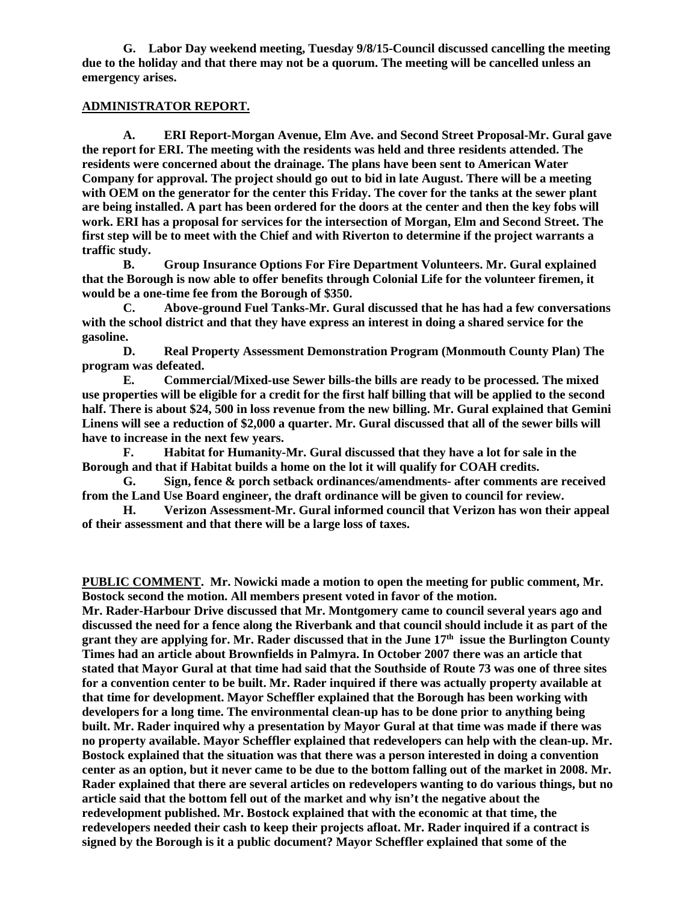**G. Labor Day weekend meeting, Tuesday 9/8/15-Council discussed cancelling the meeting due to the holiday and that there may not be a quorum. The meeting will be cancelled unless an emergency arises.**

## ADMINISTRATOR REPORT.

**A. ERI Report-Morgan Avenue, Elm Ave. and Second Street Proposal-Mr. Gural gave the report for ERI. The meeting with the residents was held and three residents attended. The residents were concerned about the drainage. The plans have been sent to American Water Company for approval. The project should go out to bid in late August. There will be a meeting with OEM on the generator for the center this Friday. The cover for the tanks at the sewer plant are being installed. A part has been ordered for the doors at the center and then the key fobs will work. ERI has a proposal for services for the intersection of Morgan, Elm and Second Street. The first step will be to meet with the Chief and with Riverton to determine if the project warrants a traffic study.**

**B. Group Insurance Options For Fire Department Volunteers. Mr. Gural explained that the Borough is now able to offer benefits through Colonial Life for the volunteer firemen, it would be a one-time fee from the Borough of $350.**

**C. Above-ground Fuel Tanks-Mr. Gural discussed that he has had a few conversations with the school district and that they have express an interest in doing a shared service for the gasoline.**

**D. Real Property Assessment Demonstration Program (Monmouth County Plan) The program was defeated.**

**E. Commercial/Mixed-use Sewer bills-the bills are ready to be processed. The mixed use properties will be eligible for a credit for the first half billing that will be applied to the second half. There is about $24, 500 in loss revenue from the new billing. Mr. Gural explained that Gemini Linens will see a reduction of $2,000 a quarter. Mr. Gural discussed that all of the sewer bills will have to increase in the next few years.**

**F. Habitat for Humanity-Mr. Gural discussed that they have a lot for sale in the Borough and that if Habitat builds a home on the lot it will qualify for COAH credits.**

**G. Sign, fence & porch setback ordinances/amendments- after comments are received from the Land Use Board engineer, the draft ordinance will be given to council for review.**

**H. Verizon Assessment-Mr. Gural informed council that Verizon has won their appeal of their assessment and that there will be a large loss of taxes.**

**PUBLIC COMMENT. Mr. Nowicki made a motion to open the meeting for public comment, Mr. Bostock second the motion. All members present voted in favor of the motion.**

**Mr. Rader-Harbour Drive discussed that Mr. Montgomery came to council several years ago and discussed the need for a fence along the Riverbank and that council should include it as part of the grant they are applying for. Mr. Rader discussed that in the June 17th issue the Burlington County Times had an article about Brownfields in Palmyra. In October 2007 there was an article that stated that Mayor Gural at that time had said that the Southside of Route 73 was one of three sites for a convention center to be built. Mr. Rader inquired if there was actually property available at that time for development. Mayor Scheffler explained that the Borough has been working with developers for a long time. The environmental clean-up has to be done prior to anything being built. Mr. Rader inquired why a presentation by Mayor Gural at that time was made if there was no property available. Mayor Scheffler explained that redevelopers can help with the clean-up. Mr. Bostock explained that the situation was that there was a person interested in doing a convention center as an option, but it never came to be due to the bottom falling out of the market in 2008. Mr. Rader explained that there are several articles on redevelopers wanting to do various things, but no article said that the bottom fell out of the market and why isn't the negative about the redevelopment published. Mr. Bostock explained that with the economic at that time, the redevelopers needed their cash to keep their projects afloat. Mr. Rader inquired if a contract is signed by the Borough is it a public document? Mayor Scheffler explained that some of the**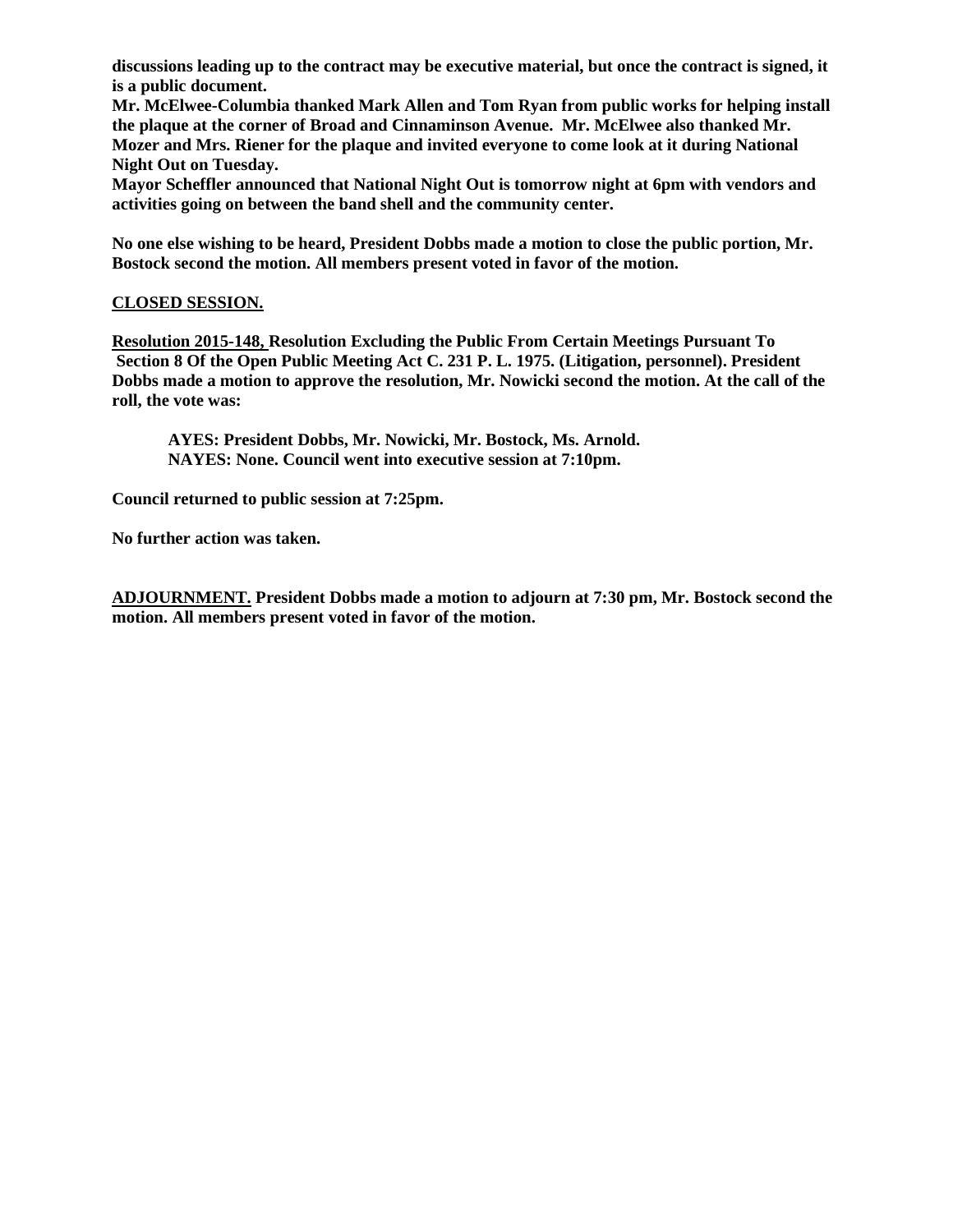**discussions leading up to the contract may be executive material, but once the contract is signed, it is a public document.**

**Mr. McElwee-Columbia thanked Mark Allen and Tom Ryan from public works for helping install the plaque at the corner of Broad and Cinnaminson Avenue. Mr. McElwee also thanked Mr. Mozer and Mrs. Riener for the plaque and invited everyone to come look at it during National Night Out on Tuesday.**

**Mayor Scheffler announced that National Night Out is tomorrow night at 6pm with vendors and activities going on between the band shell and the community center.**

**No one else wishing to be heard, President Dobbs made a motion to close the public portion, Mr. Bostock second the motion. All members present voted in favor of the motion.**

**CLOSED SESSION.**

**Resolution 2015-148, Resolution Excluding the Public From Certain Meetings Pursuant To Section 8 Of the Open Public Meeting Act C. 231 P. L. 1975. (Litigation, personnel). President Dobbs made a motion to approve the resolution, Mr. Nowicki second the motion. At the call of the roll, the vote was:**

> **AYES: President Dobbs, Mr. Nowicki, Mr. Bostock, Ms. Arnold.**
> **NAYES: None. Council went into executive session at 7:10pm.**

**Council returned to public session at 7:25pm.**

**No further action was taken.**

**ADJOURNMENT. President Dobbs made a motion to adjourn at 7:30 pm, Mr. Bostock second the motion. All members present voted in favor of the motion.**